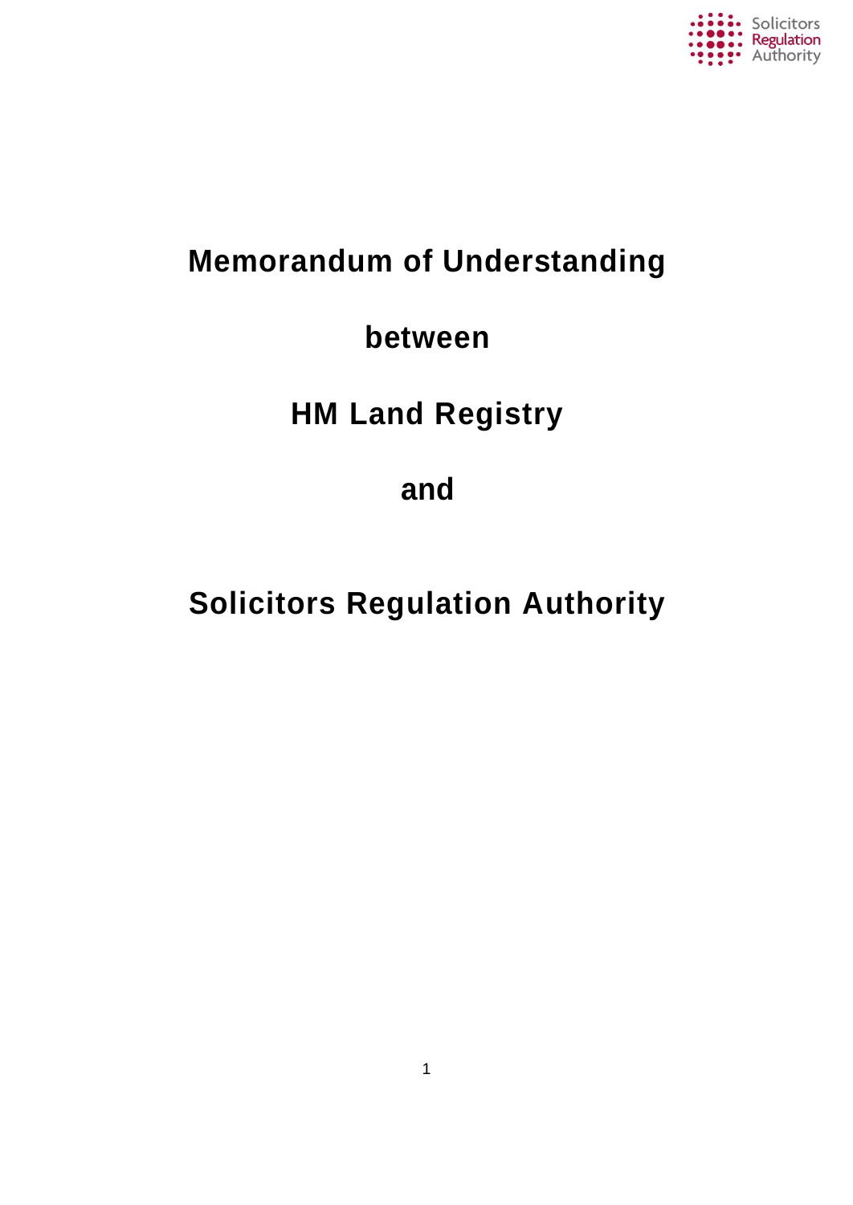# Memorandum of Understanding

# between

# HM Land Registry

# and

# Solicitors Regulation Authority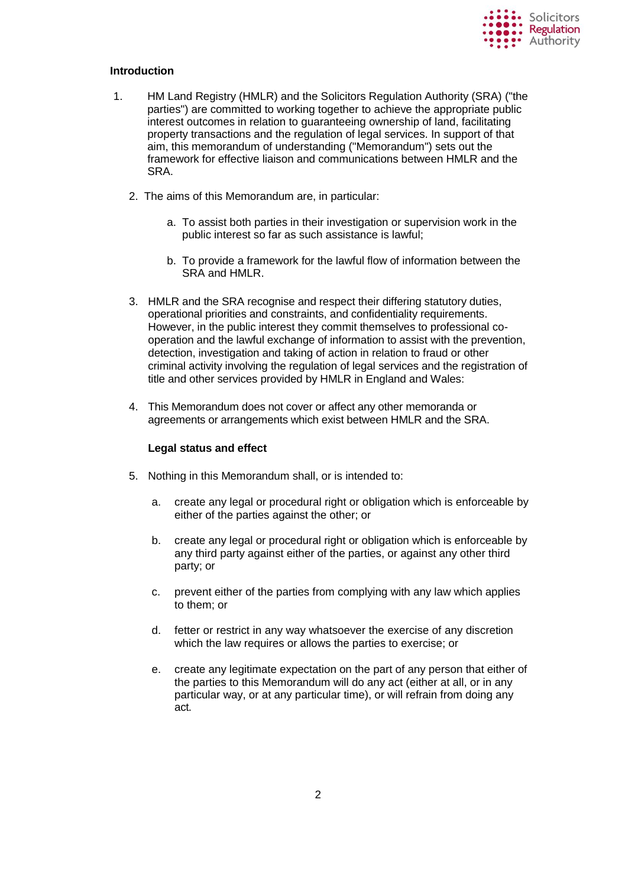## Introduction

1. HM Land Registry (HMLR) and the Solicitors Regulation Authority (SRA) ("the parties") are committed to working together to achieve the appropriate public interest outcomes in relation to guaranteeing ownership of land, facilitating property transactions and the regulation of legal services. In support of that aim, this memorandum of understanding ("Memorandum") sets out the framework for effective liaison and communications between HMLR and the SRA.

2. The aims of this Memorandum are, in particular:

   a. To assist both parties in their investigation or supervision work in the public interest so far as such assistance is lawful;

   b. To provide a framework for the lawful flow of information between the SRA and HMLR.

3. HMLR and the SRA recognise and respect their differing statutory duties, operational priorities and constraints, and confidentiality requirements. However, in the public interest they commit themselves to professional co-operation and the lawful exchange of information to assist with the prevention, detection, investigation and taking of action in relation to fraud or other criminal activity involving the regulation of legal services and the registration of title and other services provided by HMLR in England and Wales:

4. This Memorandum does not cover or affect any other memoranda or agreements or arrangements which exist between HMLR and the SRA.

### Legal status and effect

5. Nothing in this Memorandum shall, or is intended to:

   a. create any legal or procedural right or obligation which is enforceable by either of the parties against the other; or

   b. create any legal or procedural right or obligation which is enforceable by any third party against either of the parties, or against any other third party; or

   c. prevent either of the parties from complying with any law which applies to them; or

   d. fetter or restrict in any way whatsoever the exercise of any discretion which the law requires or allows the parties to exercise; or

   e. create any legitimate expectation on the part of any person that either of the parties to this Memorandum will do any act (either at all, or in any particular way, or at any particular time), or will refrain from doing any act.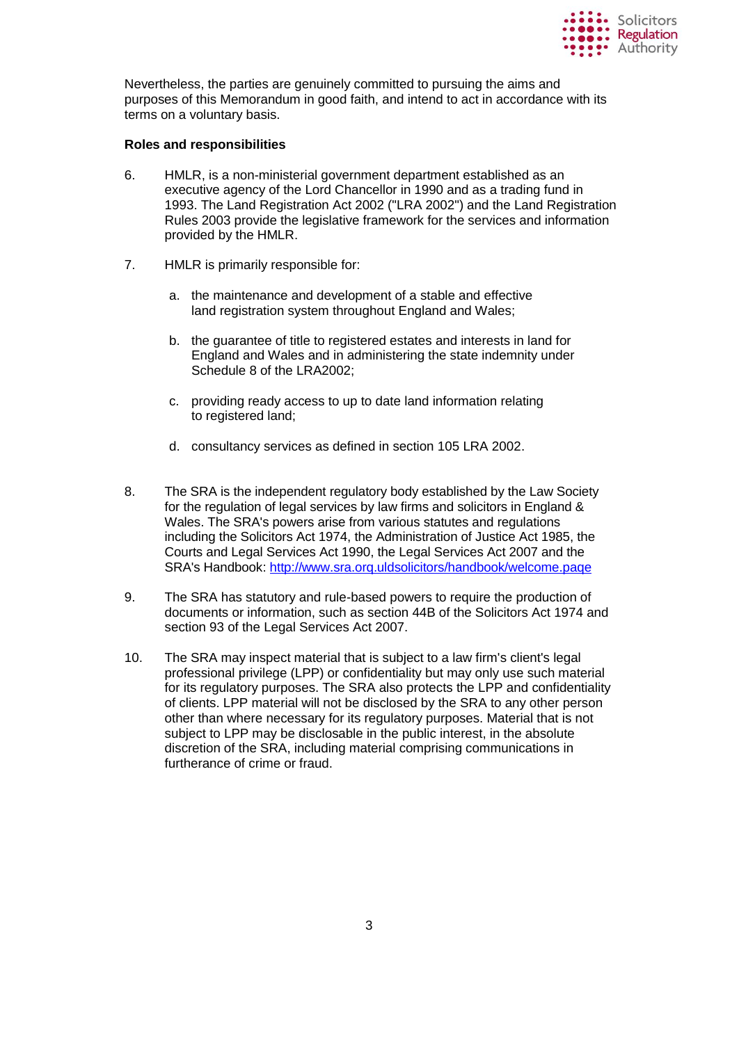Nevertheless, the parties are genuinely committed to pursuing the aims and purposes of this Memorandum in good faith, and intend to act in accordance with its terms on a voluntary basis.

**Roles and responsibilities**

6. HMLR, is a non-ministerial government department established as an executive agency of the Lord Chancellor in 1990 and as a trading fund in 1993. The Land Registration Act 2002 ("LRA 2002") and the Land Registration Rules 2003 provide the legislative framework for the services and information provided by the HMLR.

7. HMLR is primarily responsible for:

   a. the maintenance and development of a stable and effective land registration system throughout England and Wales;

   b. the guarantee of title to registered estates and interests in land for England and Wales and in administering the state indemnity under Schedule 8 of the LRA2002;

   c. providing ready access to up to date land information relating to registered land;

   d. consultancy services as defined in section 105 LRA 2002.

8. The SRA is the independent regulatory body established by the Law Society for the regulation of legal services by law firms and solicitors in England & Wales. The SRA's powers arise from various statutes and regulations including the Solicitors Act 1974, the Administration of Justice Act 1985, the Courts and Legal Services Act 1990, the Legal Services Act 2007 and the SRA's Handbook: http://www.sra.orq.uldsolicitors/handbook/welcome.paqe

9. The SRA has statutory and rule-based powers to require the production of documents or information, such as section 44B of the Solicitors Act 1974 and section 93 of the Legal Services Act 2007.

10. The SRA may inspect material that is subject to a law firm's client's legal professional privilege (LPP) or confidentiality but may only use such material for its regulatory purposes. The SRA also protects the LPP and confidentiality of clients. LPP material will not be disclosed by the SRA to any other person other than where necessary for its regulatory purposes. Material that is not subject to LPP may be disclosable in the public interest, in the absolute discretion of the SRA, including material comprising communications in furtherance of crime or fraud.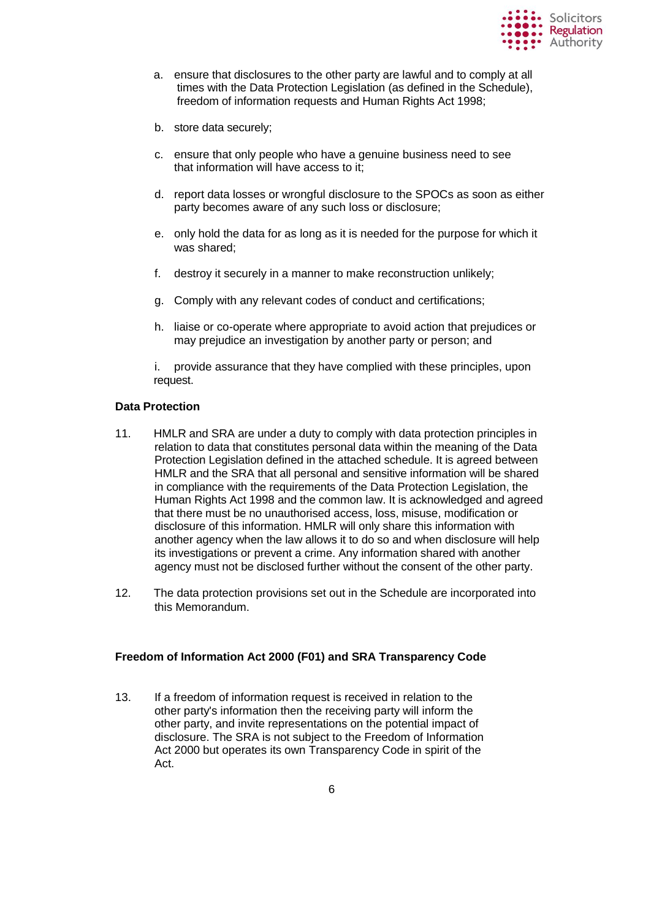a. ensure that disclosures to the other party are lawful and to comply at all times with the Data Protection Legislation (as defined in the Schedule), freedom of information requests and Human Rights Act 1998;

b. store data securely;

c. ensure that only people who have a genuine business need to see that information will have access to it;

d. report data losses or wrongful disclosure to the SPOCs as soon as either party becomes aware of any such loss or disclosure;

e. only hold the data for as long as it is needed for the purpose for which it was shared;

f. destroy it securely in a manner to make reconstruction unlikely;

g. Comply with any relevant codes of conduct and certifications;

h. liaise or co-operate where appropriate to avoid action that prejudices or may prejudice an investigation by another party or person; and

i. provide assurance that they have complied with these principles, upon request.

**Data Protection**

11. HMLR and SRA are under a duty to comply with data protection principles in relation to data that constitutes personal data within the meaning of the Data Protection Legislation defined in the attached schedule. It is agreed between HMLR and the SRA that all personal and sensitive information will be shared in compliance with the requirements of the Data Protection Legislation, the Human Rights Act 1998 and the common law. It is acknowledged and agreed that there must be no unauthorised access, loss, misuse, modification or disclosure of this information. HMLR will only share this information with another agency when the law allows it to do so and when disclosure will help its investigations or prevent a crime. Any information shared with another agency must not be disclosed further without the consent of the other party.

12. The data protection provisions set out in the Schedule are incorporated into this Memorandum.

**Freedom of Information Act 2000 (F01) and SRA Transparency Code**

13. If a freedom of information request is received in relation to the other party's information then the receiving party will inform the other party, and invite representations on the potential impact of disclosure. The SRA is not subject to the Freedom of Information Act 2000 but operates its own Transparency Code in spirit of the Act.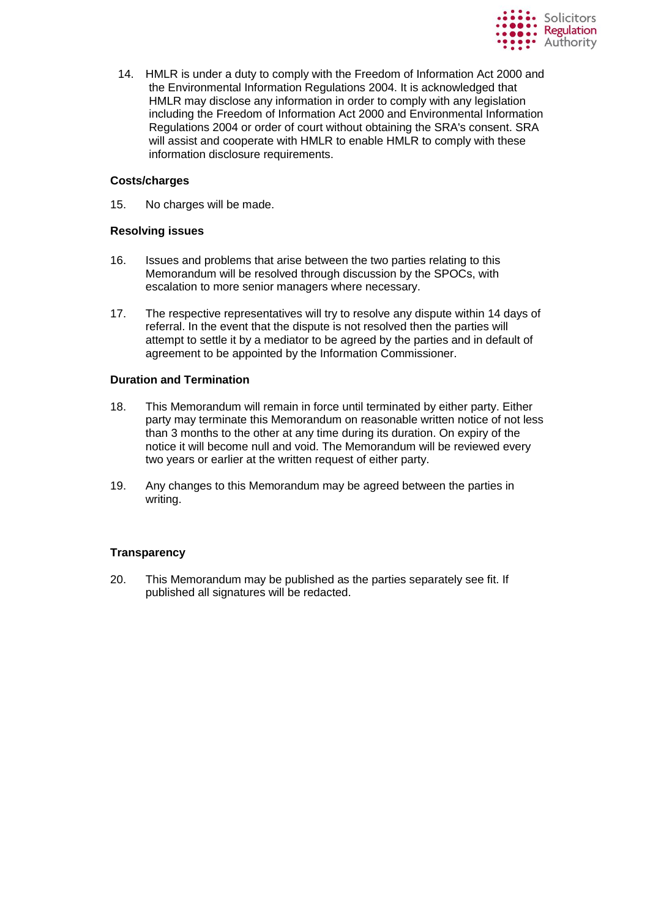14. HMLR is under a duty to comply with the Freedom of Information Act 2000 and the Environmental Information Regulations 2004. It is acknowledged that HMLR may disclose any information in order to comply with any legislation including the Freedom of Information Act 2000 and Environmental Information Regulations 2004 or order of court without obtaining the SRA's consent. SRA will assist and cooperate with HMLR to enable HMLR to comply with these information disclosure requirements.

**Costs/charges**

15. No charges will be made.

**Resolving issues**

16. Issues and problems that arise between the two parties relating to this Memorandum will be resolved through discussion by the SPOCs, with escalation to more senior managers where necessary.

17. The respective representatives will try to resolve any dispute within 14 days of referral. In the event that the dispute is not resolved then the parties will attempt to settle it by a mediator to be agreed by the parties and in default of agreement to be appointed by the Information Commissioner.

**Duration and Termination**

18. This Memorandum will remain in force until terminated by either party. Either party may terminate this Memorandum on reasonable written notice of not less than 3 months to the other at any time during its duration. On expiry of the notice it will become null and void. The Memorandum will be reviewed every two years or earlier at the written request of either party.

19. Any changes to this Memorandum may be agreed between the parties in writing.

**Transparency**

20. This Memorandum may be published as the parties separately see fit. If published all signatures will be redacted.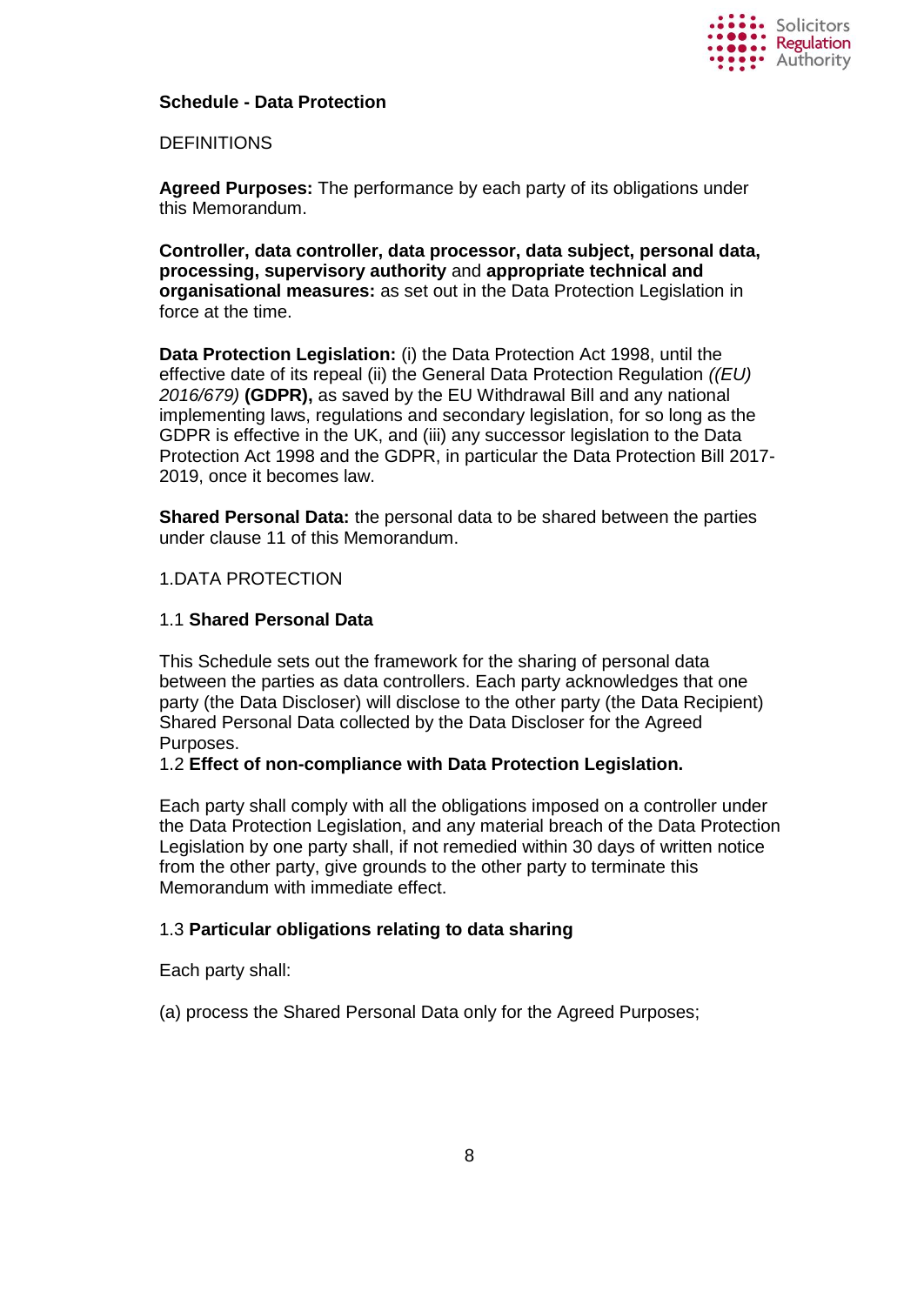**Schedule - Data Protection**

DEFINITIONS

**Agreed Purposes:** The performance by each party of its obligations under this Memorandum.

**Controller, data controller, data processor, data subject, personal data, processing, supervisory authority** and **appropriate technical and organisational measures:** as set out in the Data Protection Legislation in force at the time.

**Data Protection Legislation:** (i) the Data Protection Act 1998, until the effective date of its repeal (ii) the General Data Protection Regulation *((EU) 2016/679)* **(GDPR),** as saved by the EU Withdrawal Bill and any national implementing laws, regulations and secondary legislation, for so long as the GDPR is effective in the UK, and (iii) any successor legislation to the Data Protection Act 1998 and the GDPR, in particular the Data Protection Bill 2017-2019, once it becomes law.

**Shared Personal Data:** the personal data to be shared between the parties under clause 11 of this Memorandum.

1.DATA PROTECTION

1.1 **Shared Personal Data**

This Schedule sets out the framework for the sharing of personal data between the parties as data controllers. Each party acknowledges that one party (the Data Discloser) will disclose to the other party (the Data Recipient) Shared Personal Data collected by the Data Discloser for the Agreed Purposes.

1.2 **Effect of non-compliance with Data Protection Legislation.**

Each party shall comply with all the obligations imposed on a controller under the Data Protection Legislation, and any material breach of the Data Protection Legislation by one party shall, if not remedied within 30 days of written notice from the other party, give grounds to the other party to terminate this Memorandum with immediate effect.

1.3 **Particular obligations relating to data sharing**

Each party shall:

(a) process the Shared Personal Data only for the Agreed Purposes;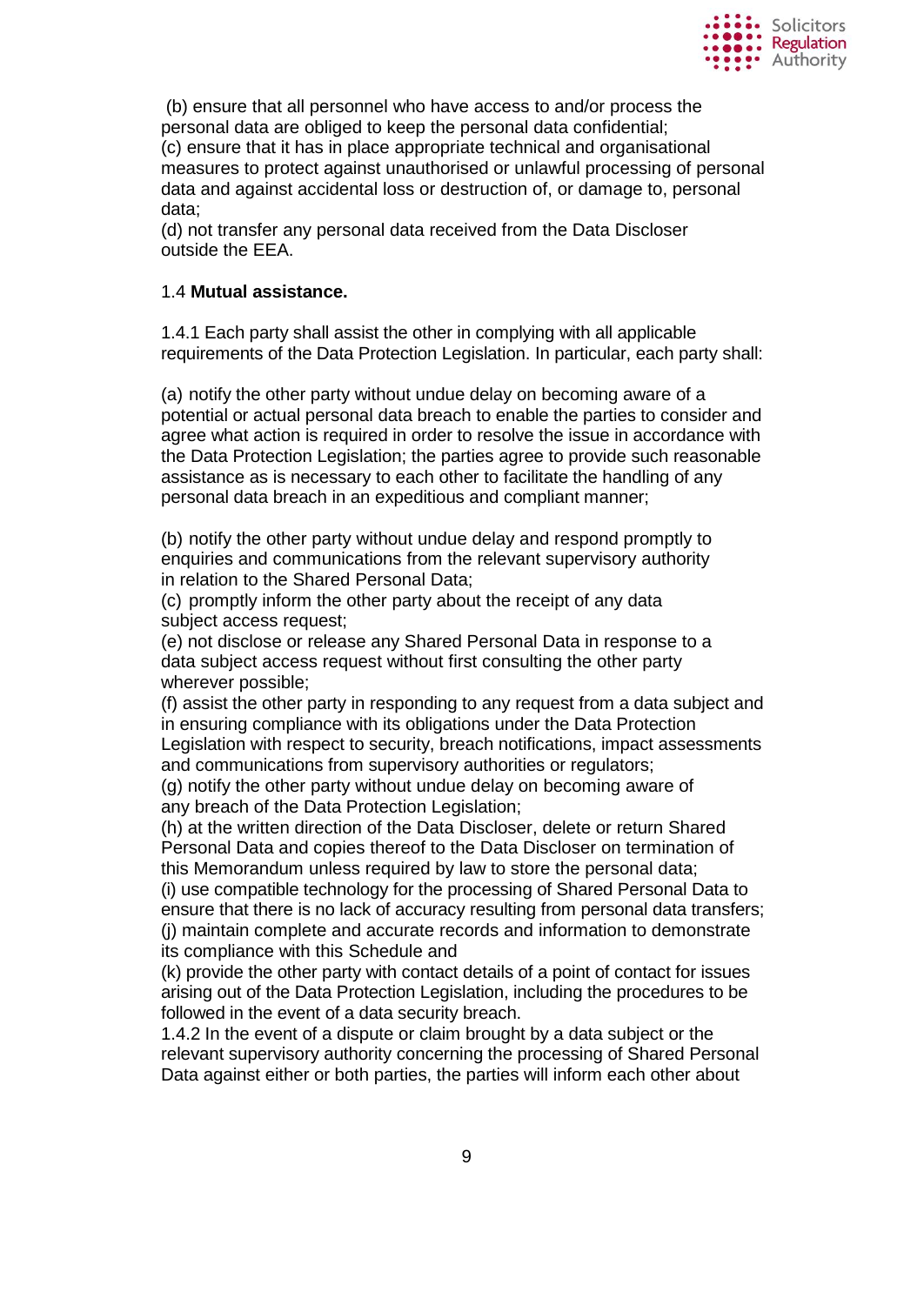(b) ensure that all personnel who have access to and/or process the personal data are obliged to keep the personal data confidential;
(c) ensure that it has in place appropriate technical and organisational measures to protect against unauthorised or unlawful processing of personal data and against accidental loss or destruction of, or damage to, personal data;
(d) not transfer any personal data received from the Data Discloser outside the EEA.

1.4 **Mutual assistance.**

1.4.1 Each party shall assist the other in complying with all applicable requirements of the Data Protection Legislation. In particular, each party shall:

(a) notify the other party without undue delay on becoming aware of a potential or actual personal data breach to enable the parties to consider and agree what action is required in order to resolve the issue in accordance with the Data Protection Legislation; the parties agree to provide such reasonable assistance as is necessary to each other to facilitate the handling of any personal data breach in an expeditious and compliant manner;

(b) notify the other party without undue delay and respond promptly to enquiries and communications from the relevant supervisory authority in relation to the Shared Personal Data;
(c) promptly inform the other party about the receipt of any data subject access request;
(e) not disclose or release any Shared Personal Data in response to a data subject access request without first consulting the other party wherever possible;
(f) assist the other party in responding to any request from a data subject and in ensuring compliance with its obligations under the Data Protection Legislation with respect to security, breach notifications, impact assessments and communications from supervisory authorities or regulators;
(g) notify the other party without undue delay on becoming aware of any breach of the Data Protection Legislation;
(h) at the written direction of the Data Discloser, delete or return Shared Personal Data and copies thereof to the Data Discloser on termination of this Memorandum unless required by law to store the personal data;
(i) use compatible technology for the processing of Shared Personal Data to ensure that there is no lack of accuracy resulting from personal data transfers;
(j) maintain complete and accurate records and information to demonstrate its compliance with this Schedule and
(k) provide the other party with contact details of a point of contact for issues arising out of the Data Protection Legislation, including the procedures to be followed in the event of a data security breach.

1.4.2 In the event of a dispute or claim brought by a data subject or the relevant supervisory authority concerning the processing of Shared Personal Data against either or both parties, the parties will inform each other about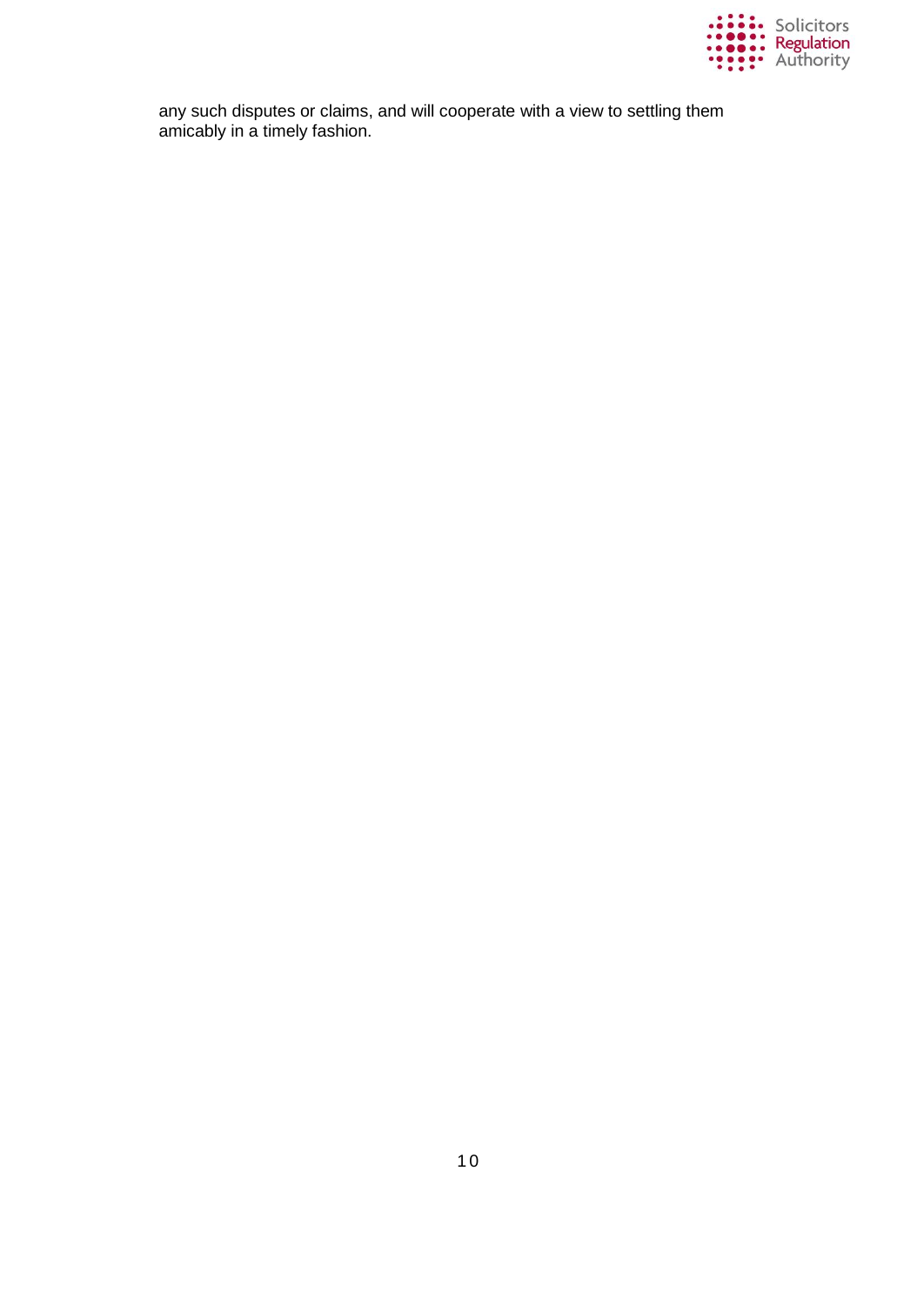any such disputes or claims, and will cooperate with a view to settling them amicably in a timely fashion.